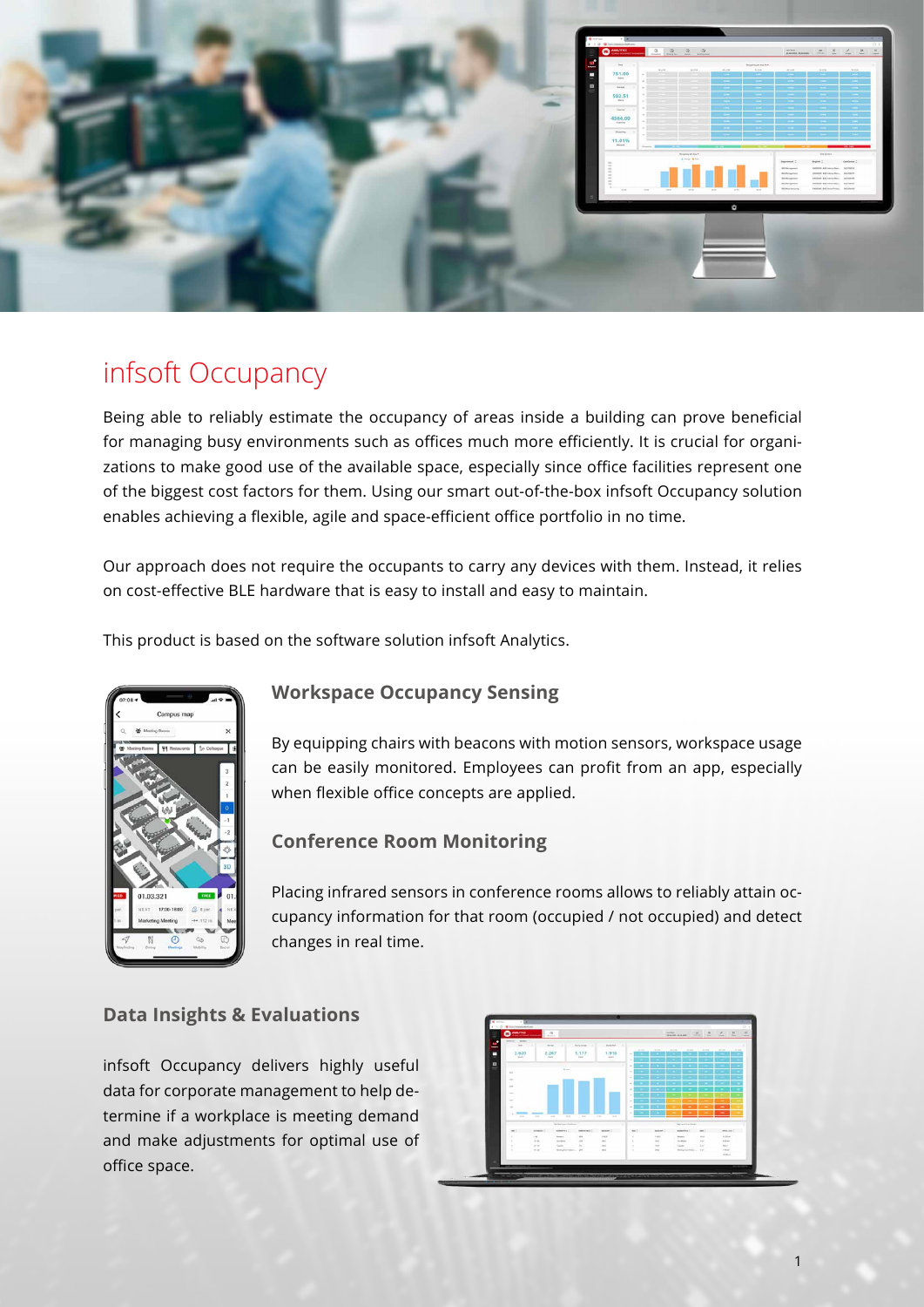# infsoft Occupancy

Being able to reliably estimate the occupancy of areas inside a building can prove beneficial for managing busy environments such as offices much more efficiently. It is crucial for organizations to make good use of the available space, especially since office facilities represent one of the biggest cost factors for them. Using our smart out-of-the-box infsoft Occupancy solution enables achieving a flexible, agile and space-efficient office portfolio in no time.

Our approach does not require the occupants to carry any devices with them. Instead, it relies on cost-effective BLE hardware that is easy to install and easy to maintain.

This product is based on the software solution infsoft Analytics.

## Workspace Occupancy Sensing

By equipping chairs with beacons with motion sensors, workspace usage can be easily monitored. Employees can profit from an app, especially when flexible office concepts are applied.

## Conference Room Monitoring

Placing infrared sensors in conference rooms allows to reliably attain occupancy information for that room (occupied / not occupied) and detect changes in real time.

## Data Insights & Evaluations

infsoft Occupancy delivers highly useful data for corporate management to help determine if a workplace is meeting demand and make adjustments for optimal use of office space.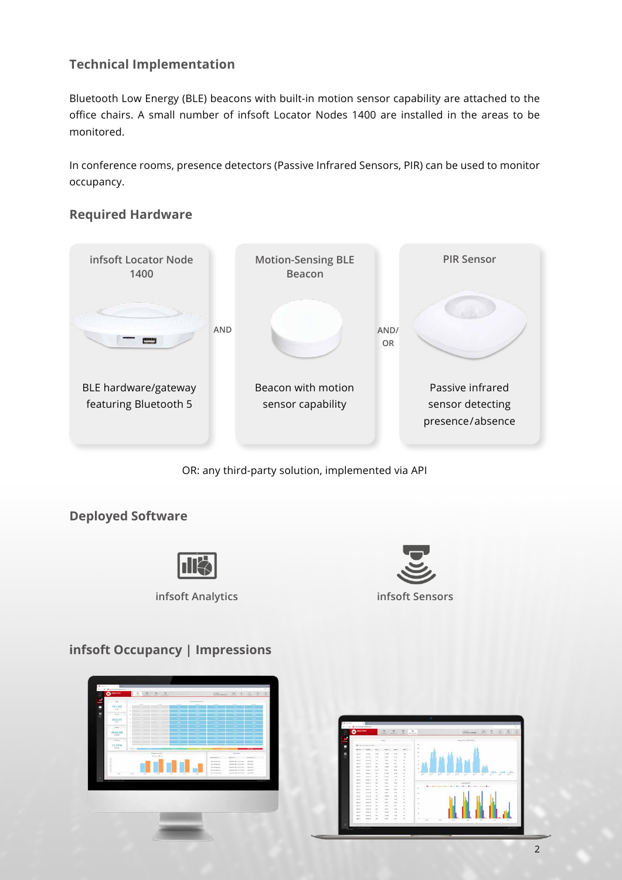## Technical Implementation

Bluetooth Low Energy (BLE) beacons with built-in motion sensor capability are attached to the office chairs. A small number of infsoft Locator Nodes 1400 are installed in the areas to be monitored.

In conference rooms, presence detectors (Passive Infrared Sensors, PIR) can be used to monitor occupancy.

## Required Hardware

**infsoft Locator Node 1400**

BLE hardware/gateway featuring Bluetooth 5

AND

**Motion-Sensing BLE Beacon**

Beacon with motion sensor capability

AND/OR

**PIR Sensor**

Passive infrared sensor detecting presence/absence

OR: any third-party solution, implemented via API

## Deployed Software

infsoft Analytics

infsoft Sensors

## infsoft Occupancy | Impressions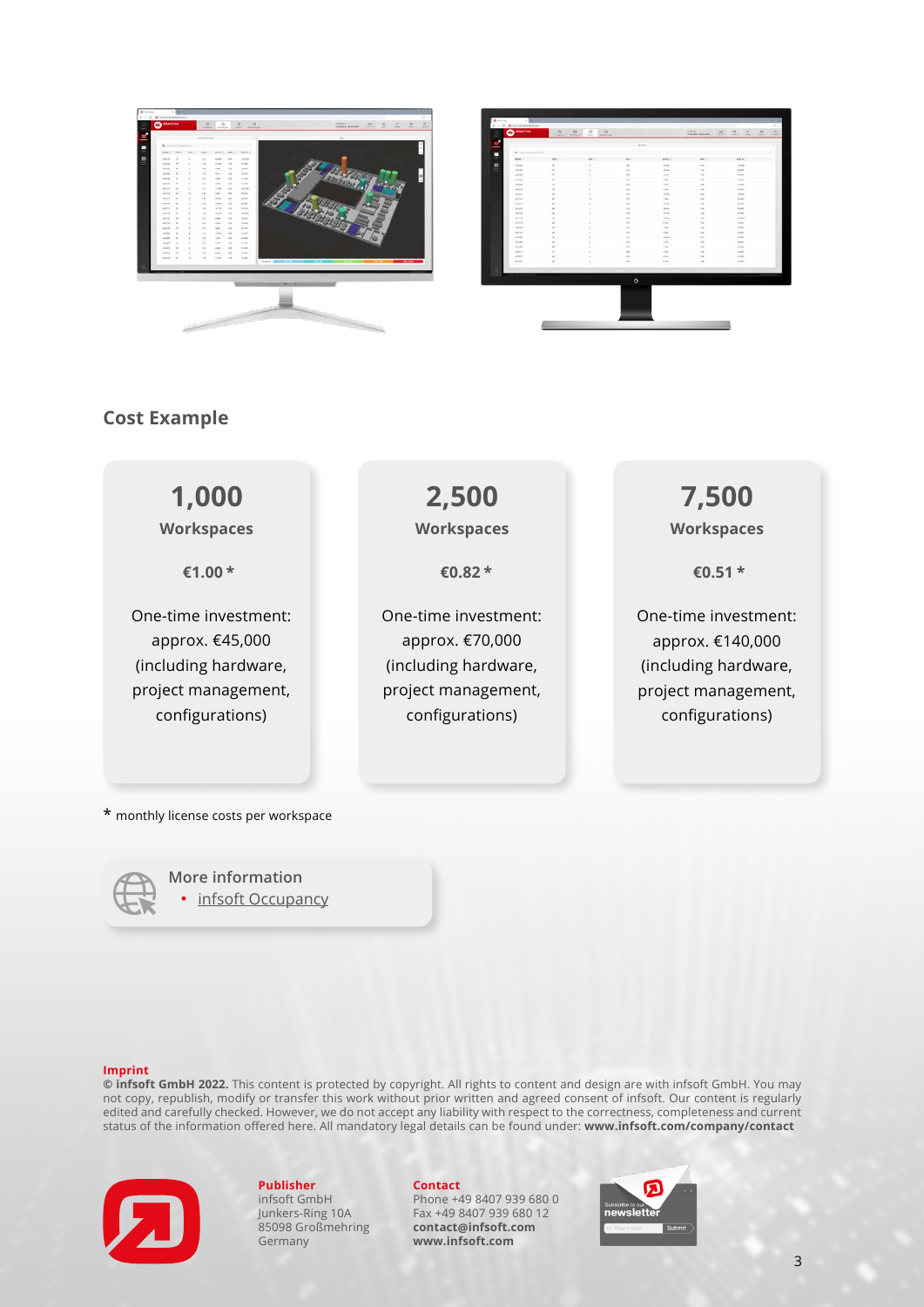## Cost Example

**1,000**
**Workspaces**

**€1.00 ***

One-time investment: approx. €45,000 (including hardware, project management, configurations)

**2,500**
**Workspaces**

**€0.82 ***

One-time investment: approx. €70,000 (including hardware, project management, configurations)

**7,500**
**Workspaces**

**€0.51 ***

One-time investment: approx. €140,000 (including hardware, project management, configurations)

* monthly license costs per workspace

More information

- infsoft Occupancy

**Imprint**

**© infsoft GmbH 2022.** This content is protected by copyright. All rights to content and design are with infsoft GmbH. You may not copy, republish, modify or transfer this work without prior written and agreed consent of infsoft. Our content is regularly edited and carefully checked. However, we do not accept any liability with respect to the correctness, completeness and current status of the information offered here. All mandatory legal details can be found under: **www.infsoft.com/company/contact**

**Publisher**
infsoft GmbH
Junkers-Ring 10A
85098 Großmehring
Germany

**Contact**
Phone +49 8407 939 680 0
Fax +49 8407 939 680 12
**contact@infsoft.com**
**www.infsoft.com**